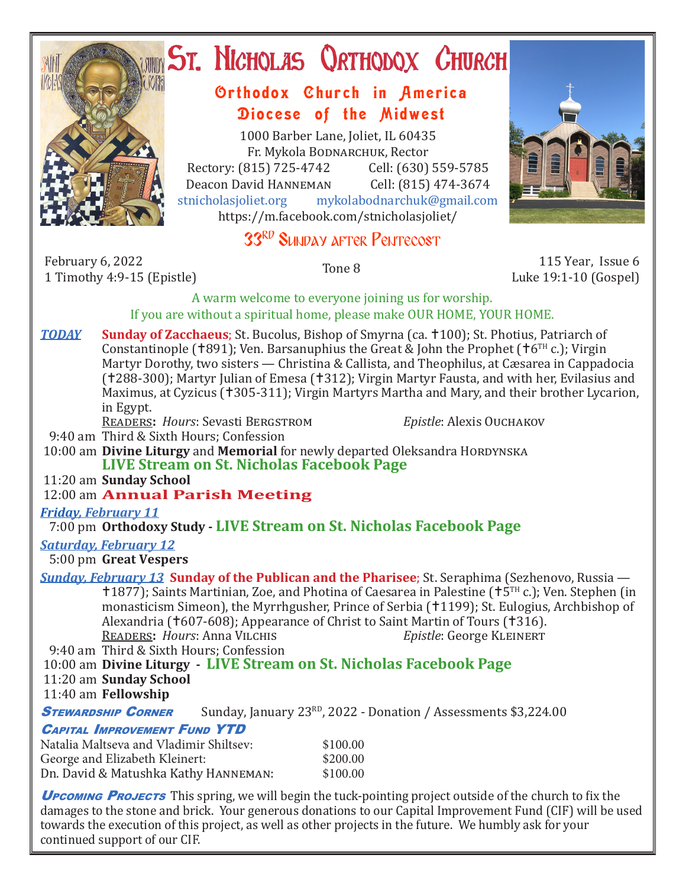# St. Nicholas Orthodox Church

## Orthodox Church in America
## Diocese of the Midwest

1000 Barber Lane, Joliet, IL 60435
Fr. Mykola Bodnarchuk, Rector
Rectory: (815) 725-4742 Cell: (630) 559-5785
Deacon David Hanneman Cell: (815) 474-3674
stnicholasjoliet.org mykolabodnarchuk@gmail.com
https://m.facebook.com/stnicholasjoliet/

## 33RD Sunday after Pentecost

February 6, 2022
1 Timothy 4:9-15 (Epistle)

Tone 8

115 Year, Issue 6
Luke 19:1-10 (Gospel)

A warm welcome to everyone joining us for worship.
If you are without a spiritual home, please make OUR HOME, YOUR HOME.

***TODAY*** **Sunday of Zacchaeus**; St. Bucolus, Bishop of Smyrna (ca. ✝100); St. Photius, Patriarch of Constantinople (✝891); Ven. Barsanuphius the Great & John the Prophet (✝6TH c.); Virgin Martyr Dorothy, two sisters — Christina & Callista, and Theophilus, at Cæsarea in Cappadocia (✝288-300); Martyr Julian of Emesa (✝312); Virgin Martyr Fausta, and with her, Evilasius and Maximus, at Cyzicus (✝305-311); Virgin Martyrs Martha and Mary, and their brother Lycarion, in Egypt.

Readers**:** *Hours*: Sevasti Bergstrom *Epistle*: Alexis Ouchakov

9:40 am Third & Sixth Hours; Confession
10:00 am **Divine Liturgy** and **Memorial** for newly departed Oleksandra Hordynska
**LIVE Stream on St. Nicholas Facebook Page**
11:20 am **Sunday School**
12:00 am **Annual Parish Meeting**

***Friday, February 11***
7:00 pm **Orthodoxy Study - LIVE Stream on St. Nicholas Facebook Page**

***Saturday, February 12***
5:00 pm **Great Vespers**

***Sunday, February 13*** **Sunday of the Publican and the Pharisee**; St. Seraphima (Sezhenovo, Russia — ✝1877); Saints Martinian, Zoe, and Photina of Caesarea in Palestine (✝5TH c.); Ven. Stephen (in monasticism Simeon), the Myrrhgusher, Prince of Serbia (✝1199); St. Eulogius, Archbishop of Alexandria (✝607-608); Appearance of Christ to Saint Martin of Tours (✝316).

Readers**:** *Hours*: Anna Vilchis *Epistle*: George Kleinert

9:40 am Third & Sixth Hours; Confession
10:00 am **Divine Liturgy - LIVE Stream on St. Nicholas Facebook Page**
11:20 am **Sunday School**
11:40 am **Fellowship**

***Stewardship Corner*** Sunday, January 23RD, 2022 - Donation / Assessments $3,224.00

***Capital Improvement Fund YTD***

| | |
|---|---|
| Natalia Maltseva and Vladimir Shiltsev: | $100.00 |
| George and Elizabeth Kleinert: | $200.00 |
| Dn. David & Matushka Kathy Hanneman: | $100.00 |

***Upcoming Projects*** This spring, we will begin the tuck-pointing project outside of the church to fix the damages to the stone and brick. Your generous donations to our Capital Improvement Fund (CIF) will be used towards the execution of this project, as well as other projects in the future. We humbly ask for your continued support of our CIF.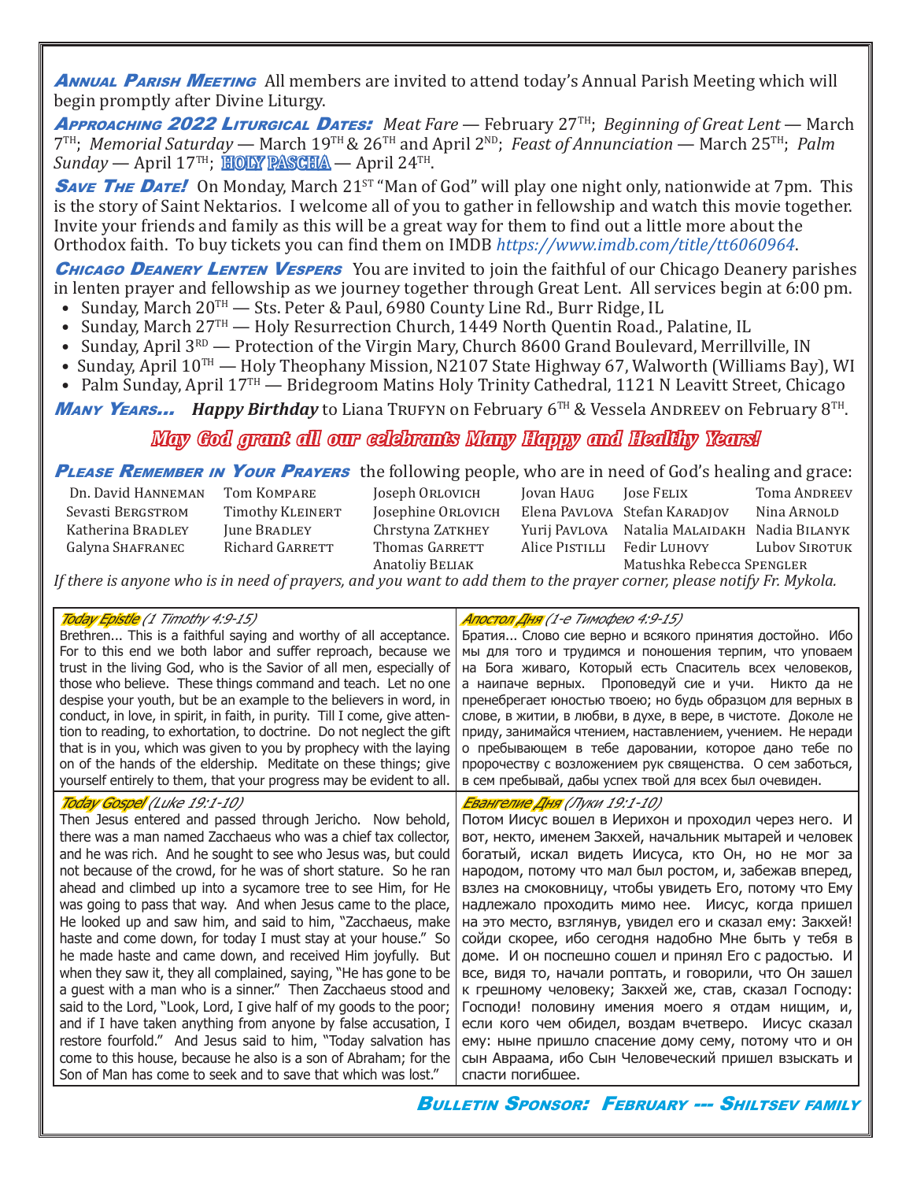**Annual Parish Meeting** All members are invited to attend today's Annual Parish Meeting which will begin promptly after Divine Liturgy.

**Approaching 2022 Liturgical Dates:** *Meat Fare* — February 27TH; *Beginning of Great Lent* — March 7TH; *Memorial Saturday* — March 19TH & 26TH and April 2ND; *Feast of Annunciation* — March 25TH; *Palm Sunday* — April 17TH; **HOLY PASCHA** — April 24TH.

**Save The Date!** On Monday, March 21ST "Man of God" will play one night only, nationwide at 7pm. This is the story of Saint Nektarios. I welcome all of you to gather in fellowship and watch this movie together. Invite your friends and family as this will be a great way for them to find out a little more about the Orthodox faith. To buy tickets you can find them on IMDB *https://www.imdb.com/title/tt6060964*.

**Chicago Deanery Lenten Vespers** You are invited to join the faithful of our Chicago Deanery parishes in lenten prayer and fellowship as we journey together through Great Lent. All services begin at 6:00 pm.

- Sunday, March 20TH — Sts. Peter & Paul, 6980 County Line Rd., Burr Ridge, IL
- Sunday, March 27TH — Holy Resurrection Church, 1449 North Quentin Road., Palatine, IL
- Sunday, April 3RD — Protection of the Virgin Mary, Church 8600 Grand Boulevard, Merrillville, IN
- Sunday, April 10TH — Holy Theophany Mission, N2107 State Highway 67, Walworth (Williams Bay), WI
- Palm Sunday, April 17TH — Bridegroom Matins Holy Trinity Cathedral, 1121 N Leavitt Street, Chicago

**Many Years...** ***Happy Birthday*** to Liana Trufyn on February 6TH & Vessela Andreev on February 8TH.

***May God grant all our celebrants Many Happy and Healthy Years!***

**Please Remember in Your Prayers** the following people, who are in need of God's healing and grace:

| | | | | | |
|---|---|---|---|---|---|
| Dn. David Hanneman | Tom Kompare | Joseph Orlovich | Jovan Haug | Jose Felix | Toma Andreev |
| Sevasti Bergstrom | Timothy Kleinert | Josephine Orlovich | Elena Pavlova | Stefan Karadjov | Nina Arnold |
| Katherina Bradley | June Bradley | Chrstyna Zatkhey | Yurij Pavlova | Natalia Malaidakh | Nadia Bilanyk |
| Galyna Shafranec | Richard Garrett | Thomas Garrett | Alice Pistilli | Fedir Luhovy | Lubov Sirotuk |
| | | Anatoliy Beliak | | Matushka Rebecca Spengler | |

*If there is anyone who is in need of prayers, and you want to add them to the prayer corner, please notify Fr. Mykola.*

| | |
|---|---|
| *Today Epistle (1 Timothy 4:9-15)* Brethren... This is a faithful saying and worthy of all acceptance. For to this end we both labor and suffer reproach, because we trust in the living God, who is the Savior of all men, especially of those who believe. These things command and teach. Let no one despise your youth, but be an example to the believers in word, in conduct, in love, in spirit, in faith, in purity. Till I come, give attention to reading, to exhortation, to doctrine. Do not neglect the gift that is in you, which was given to you by prophecy with the laying on of the hands of the eldership. Meditate on these things; give yourself entirely to them, that your progress may be evident to all. | *Апостол Дня (1-е Тимофею 4:9-15)* Братия... Слово сие верно и всякого принятия достойно. Ибо мы для того и трудимся и поношения терпим, что уповаем на Бога живаго, Который есть Спаситель всех человеков, а наипаче верных. Проповедуй сие и учи. Никто да не пренебрегает юностью твоею; но будь образцом для верных в слове, в житии, в любви, в духе, в вере, в чистоте. Доколе не приду, занимайся чтением, наставлением, учением. Не неради о пребывающем в тебе даровании, которое дано тебе по пророчеству с возложением рук священства. О сем заботься, в сем пребывай, дабы успех твой для всех был очевиден. |
| *Today Gospel (Luke 19:1-10)* Then Jesus entered and passed through Jericho. Now behold, there was a man named Zacchaeus who was a chief tax collector, and he was rich. And he sought to see who Jesus was, but could not because of the crowd, for he was of short stature. So he ran ahead and climbed up into a sycamore tree to see Him, for He was going to pass that way. And when Jesus came to the place, He looked up and saw him, and said to him, "Zacchaeus, make haste and come down, for today I must stay at your house." So he made haste and came down, and received Him joyfully. But when they saw it, they all complained, saying, "He has gone to be a guest with a man who is a sinner." Then Zacchaeus stood and said to the Lord, "Look, Lord, I give half of my goods to the poor; and if I have taken anything from anyone by false accusation, I restore fourfold." And Jesus said to him, "Today salvation has come to this house, because he also is a son of Abraham; for the Son of Man has come to seek and to save that which was lost." | *Евангелие Дня (Луки 19:1-10)* Потом Иисус вошел в Иерихон и проходил через него. И вот, некто, именем Закхей, начальник мытарей и человек богатый, искал видеть Иисуса, кто Он, но не мог за народом, потому что мал был ростом, и, забежав вперед, взлез на смоковницу, чтобы увидеть Его, потому что Ему надлежало проходить мимо нее. Иисус, когда пришел на это место, взглянув, увидел его и сказал ему: Закхей! сойди скорее, ибо сегодня надобно Мне быть у тебя в доме. И он поспешно сошел и принял Его с радостью. И все, видя то, начали роптать, и говорили, что Он зашел к грешному человеку; Закхей же, став, сказал Господу: Господи! половину имения моего я отдам нищим, и, если кого чем обидел, воздам вчетверо. Иисус сказал ему: ныне пришло спасение дому сему, потому что и он сын Авраама, ибо Сын Человеческий пришел взыскать и спасти погибшее. |

**Bulletin Sponsor: February --- Shiltsev family**